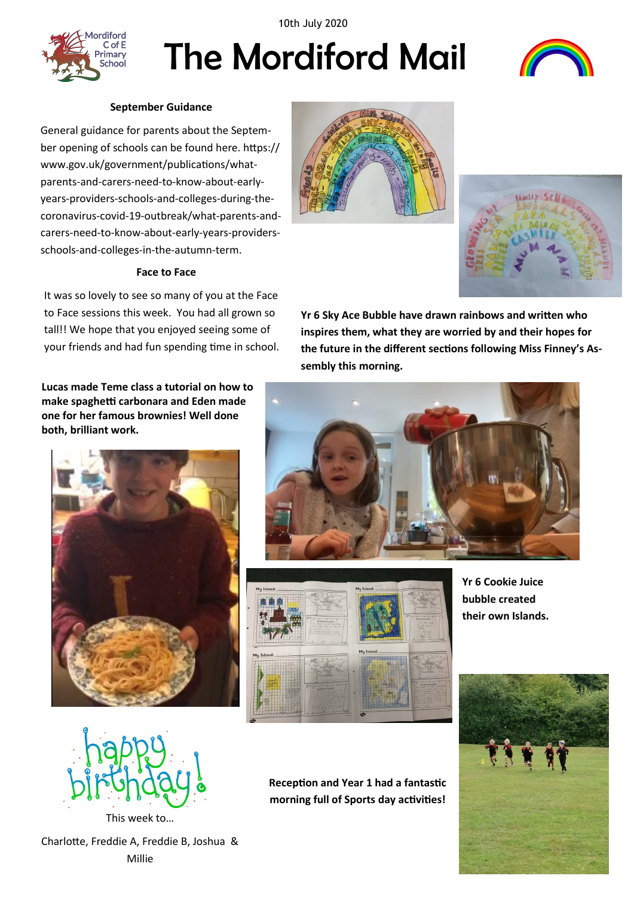10th July 2020

# The Mordiford Mail

### September Guidance

General guidance for parents about the September opening of schools can be found here. https://www.gov.uk/government/publications/what-parents-and-carers-need-to-know-about-early-years-providers-schools-and-colleges-during-the-coronavirus-covid-19-outbreak/what-parents-and-carers-need-to-know-about-early-years-providers-schools-and-colleges-in-the-autumn-term.

### Face to Face

It was so lovely to see so many of you at the Face to Face sessions this week. You had all grown so tall!! We hope that you enjoyed seeing some of your friends and had fun spending time in school.

**Yr 6 Sky Ace Bubble have drawn rainbows and written who inspires them, what they are worried by and their hopes for the future in the different sections following Miss Finney's Assembly this morning.**

**Lucas made Teme class a tutorial on how to make spaghetti carbonara and Eden made one for her famous brownies! Well done both, brilliant work.**

**Yr 6 Cookie Juice bubble created their own Islands.**

**Reception and Year 1 had a fantastic morning full of Sports day activities!**

happy birthday!

This week to…

Charlotte, Freddie A, Freddie B, Joshua & Millie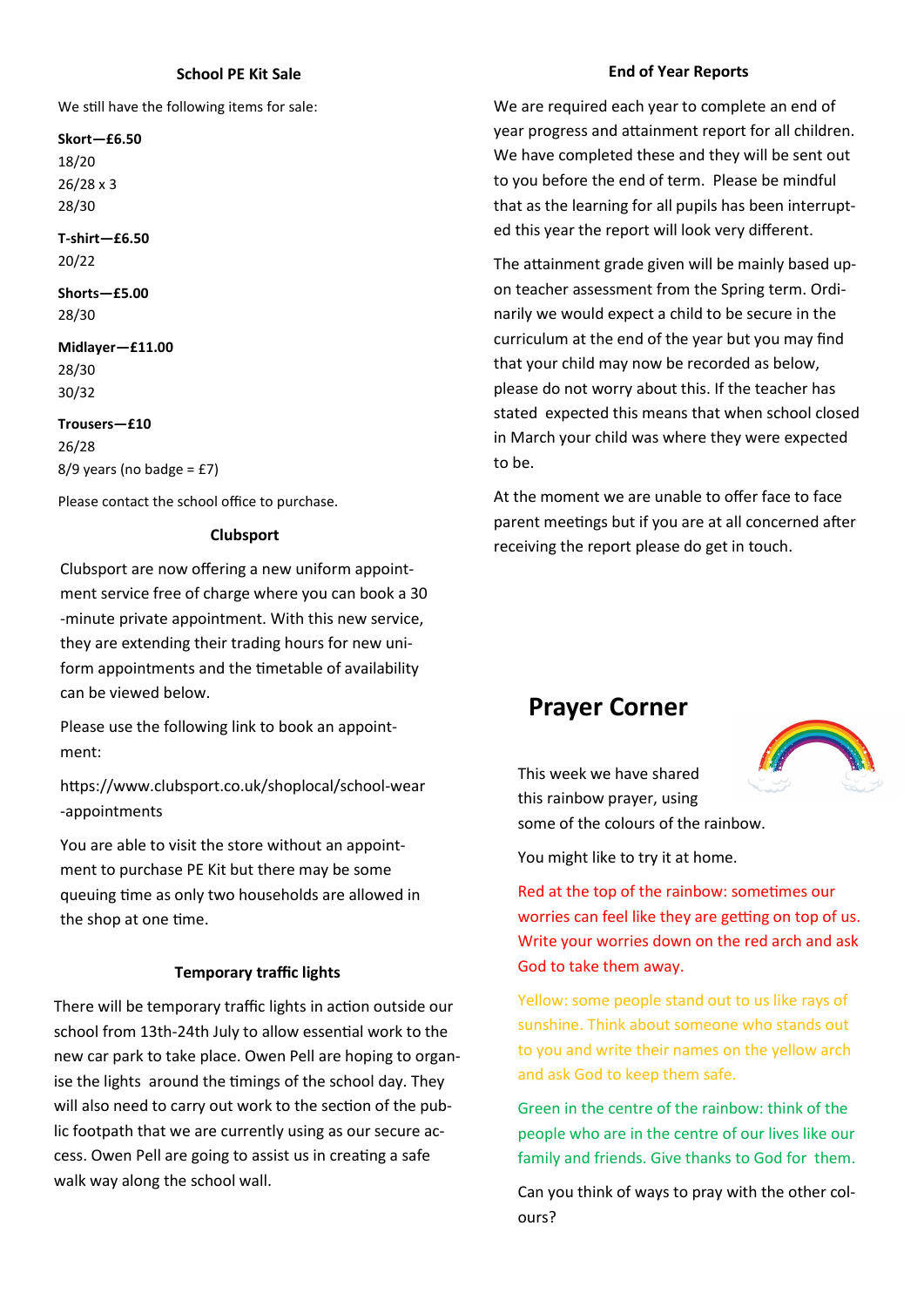### School PE Kit Sale

We still have the following items for sale:

**Skort—£6.50**
18/20
26/28 x 3
28/30

**T-shirt—£6.50**
20/22

**Shorts—£5.00**
28/30

**Midlayer—£11.00**
28/30
30/32

**Trousers—£10**
26/28
8/9 years (no badge = £7)

Please contact the school office to purchase.

### Clubsport

Clubsport are now offering a new uniform appointment service free of charge where you can book a 30-minute private appointment. With this new service, they are extending their trading hours for new uniform appointments and the timetable of availability can be viewed below.

Please use the following link to book an appointment:

https://www.clubsport.co.uk/shoplocal/school-wear-appointments

You are able to visit the store without an appointment to purchase PE Kit but there may be some queuing time as only two households are allowed in the shop at one time.

### Temporary traffic lights

There will be temporary traffic lights in action outside our school from 13th-24th July to allow essential work to the new car park to take place. Owen Pell are hoping to organise the lights around the timings of the school day. They will also need to carry out work to the section of the public footpath that we are currently using as our secure access. Owen Pell are going to assist us in creating a safe walk way along the school wall.

### End of Year Reports

We are required each year to complete an end of year progress and attainment report for all children. We have completed these and they will be sent out to you before the end of term. Please be mindful that as the learning for all pupils has been interrupted this year the report will look very different.

The attainment grade given will be mainly based upon teacher assessment from the Spring term. Ordinarily we would expect a child to be secure in the curriculum at the end of the year but you may find that your child may now be recorded as below, please do not worry about this. If the teacher has stated expected this means that when school closed in March your child was where they were expected to be.

At the moment we are unable to offer face to face parent meetings but if you are at all concerned after receiving the report please do get in touch.

## Prayer Corner

This week we have shared this rainbow prayer, using some of the colours of the rainbow.

You might like to try it at home.

Red at the top of the rainbow: sometimes our worries can feel like they are getting on top of us. Write your worries down on the red arch and ask God to take them away.

Yellow: some people stand out to us like rays of sunshine. Think about someone who stands out to you and write their names on the yellow arch and ask God to keep them safe.

Green in the centre of the rainbow: think of the people who are in the centre of our lives like our family and friends. Give thanks to God for them.

Can you think of ways to pray with the other colours?